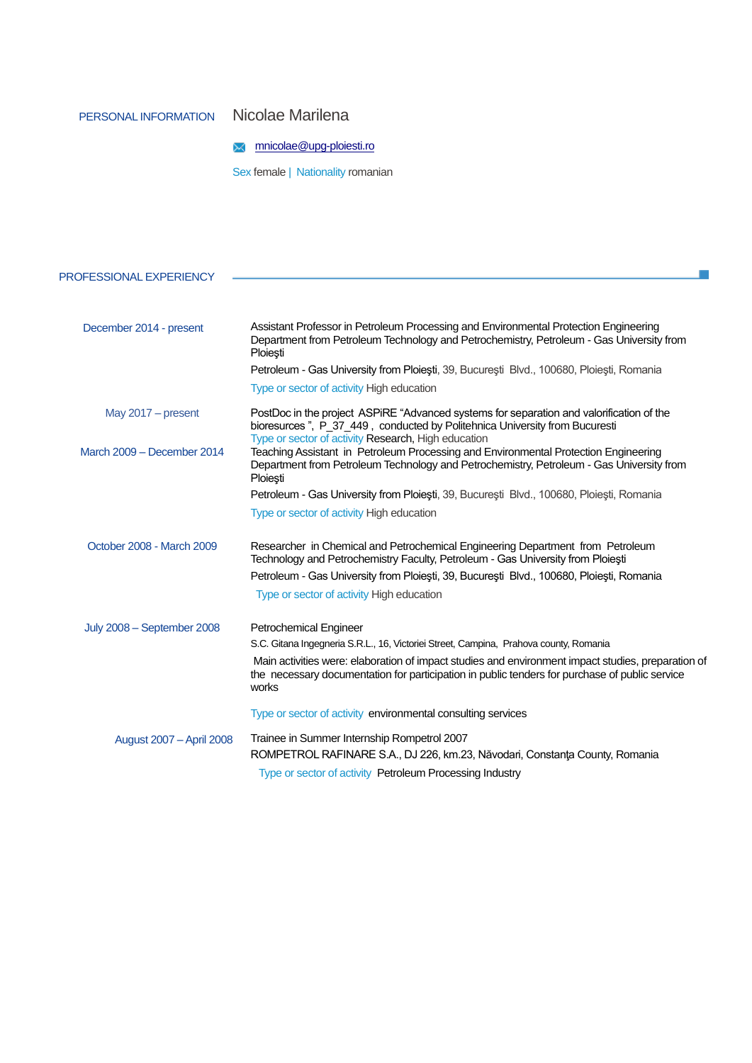## PERSONAL INFORMATION

**Nicolae Marilena**

mnicolae@upg-ploiesti.ro

Sex female | Nationality romanian

## PROFESSIONAL EXPERIENCY

**December 2014 - present**

Assistant Professor in Petroleum Processing and Environmental Protection Engineering Department from Petroleum Technology and Petrochemistry, Petroleum - Gas University from Ploieşti

Petroleum - Gas University from Ploieşti, 39, Bucureşti Blvd., 100680, Ploieşti, Romania

Type or sector of activity High education

**May 2017 – present**

PostDoc in the project ASPiRE "Advanced systems for separation and valorification of the bioresources ", P_37_449 , conducted by Politehnica University from Bucuresti

Type or sector of activity Research, High education

**March 2009 – December 2014**

Teaching Assistant in Petroleum Processing and Environmental Protection Engineering Department from Petroleum Technology and Petrochemistry, Petroleum - Gas University from Ploieşti

Petroleum - Gas University from Ploieşti, 39, Bucureşti Blvd., 100680, Ploieşti, Romania

Type or sector of activity High education

**October 2008 - March 2009**

Researcher in Chemical and Petrochemical Engineering Department from Petroleum Technology and Petrochemistry Faculty, Petroleum - Gas University from Ploieşti

Petroleum - Gas University from Ploieşti, 39, Bucureşti Blvd., 100680, Ploieşti, Romania

Type or sector of activity High education

**July 2008 – September 2008**

Petrochemical Engineer

S.C. Gitana Ingegneria S.R.L., 16, Victoriei Street, Campina, Prahova county, Romania

Main activities were: elaboration of impact studies and environment impact studies, preparation of the necessary documentation for participation in public tenders for purchase of public service works

Type or sector of activity environmental consulting services

**August 2007 – April 2008**

Trainee in Summer Internship Rompetrol 2007

ROMPETROL RAFINARE S.A., DJ 226, km.23, Năvodari, Constanţa County, Romania

Type or sector of activity Petroleum Processing Industry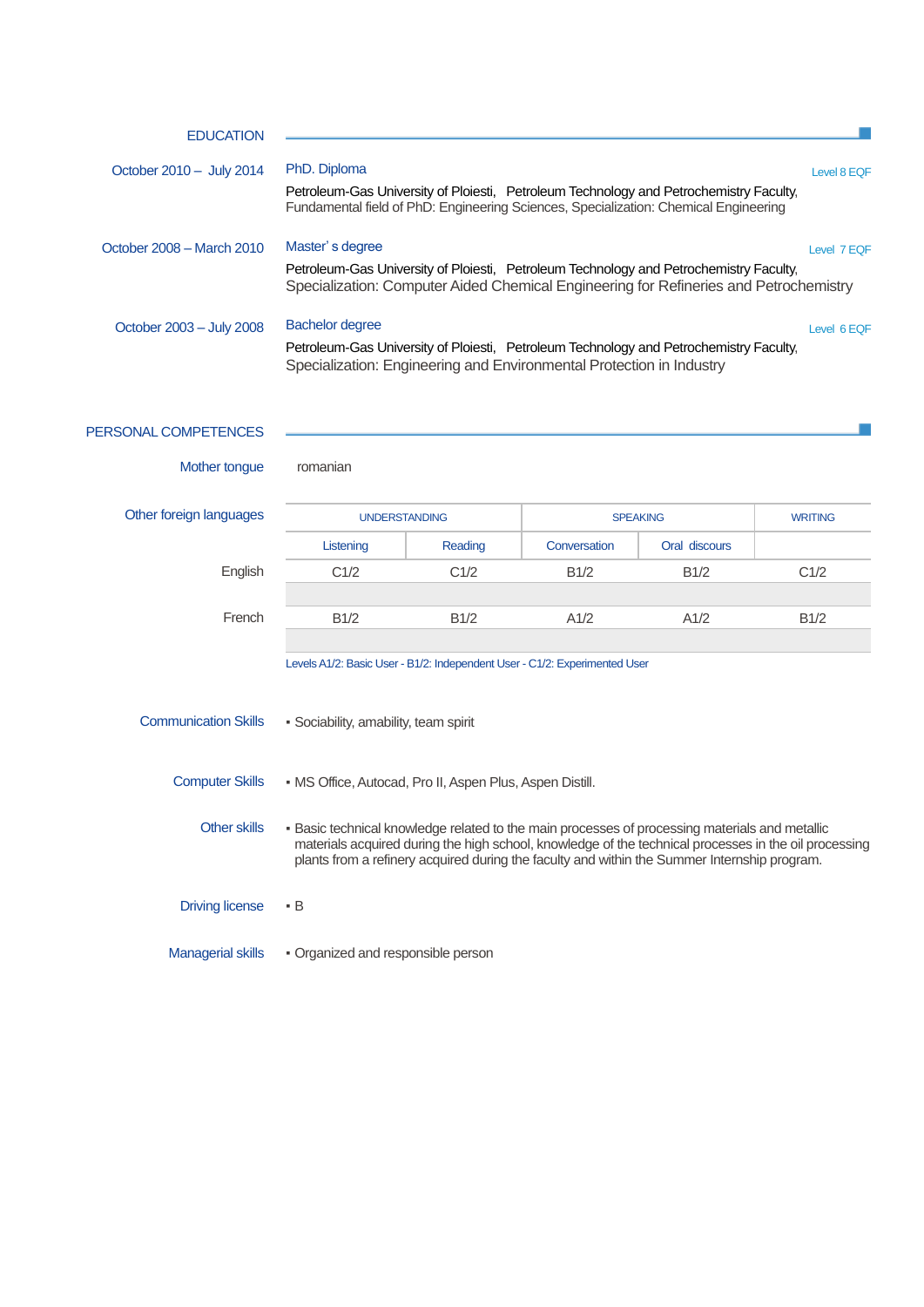## EDUCATION

**October 2010 – July 2014**

PhD. Diploma — Level 8 EQF

Petroleum-Gas University of Ploiesti, Petroleum Technology and Petrochemistry Faculty,
Fundamental field of PhD: Engineering Sciences, Specialization: Chemical Engineering

**October 2008 – March 2010**

Master' s degree — Level 7 EQF

Petroleum-Gas University of Ploiesti, Petroleum Technology and Petrochemistry Faculty,
Specialization: Computer Aided Chemical Engineering for Refineries and Petrochemistry

**October 2003 – July 2008**

Bachelor degree — Level 6 EQF

Petroleum-Gas University of Ploiesti, Petroleum Technology and Petrochemistry Faculty,
Specialization: Engineering and Environmental Protection in Industry

## PERSONAL COMPETENCES

**Mother tongue**

romanian

**Other foreign languages**

| | UNDERSTANDING | | SPEAKING | | WRITING |
|---|---|---|---|---|---|
| | Listening | Reading | Conversation | Oral discours | |
| English | C1/2 | C1/2 | B1/2 | B1/2 | C1/2 |
| French | B1/2 | B1/2 | A1/2 | A1/2 | B1/2 |

Levels A1/2: Basic User - B1/2: Independent User - C1/2: Experimented User

**Communication Skills**

- Sociability, amability, team spirit

**Computer Skills**

- MS Office, Autocad, Pro II, Aspen Plus, Aspen Distill.

**Other skills**

- Basic technical knowledge related to the main processes of processing materials and metallic materials acquired during the high school, knowledge of the technical processes in the oil processing plants from a refinery acquired during the faculty and within the Summer Internship program.

**Driving license**

- B

**Managerial skills**

- Organized and responsible person